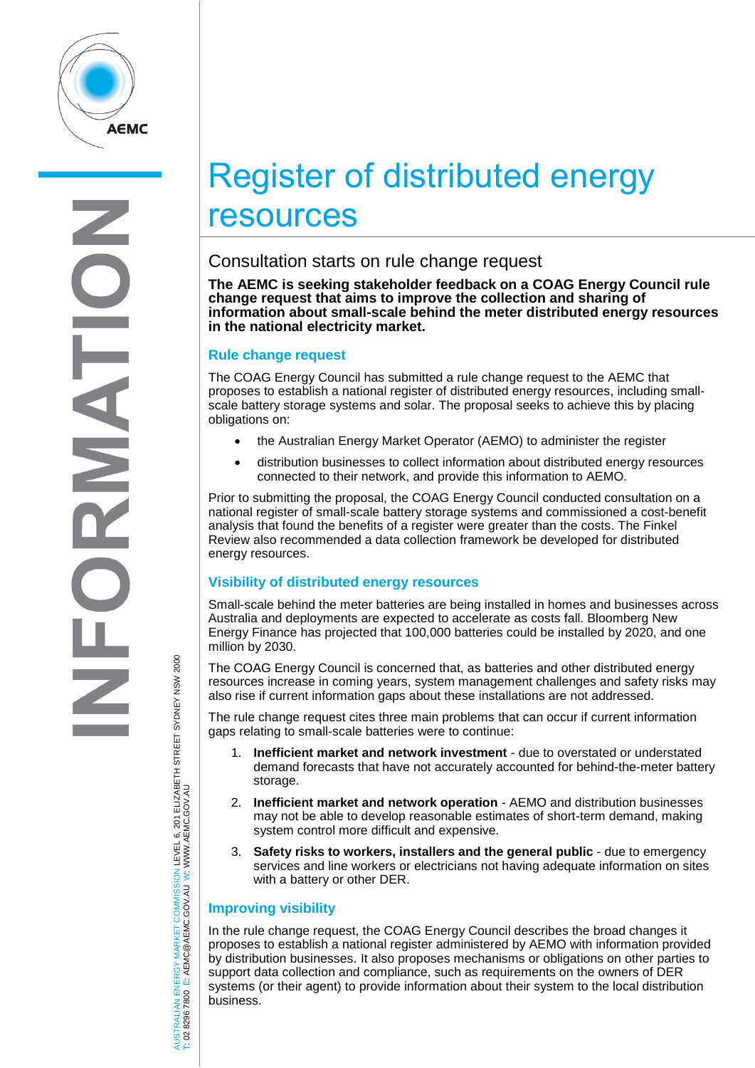# Register of distributed energy resources

## Consultation starts on rule change request

**The AEMC is seeking stakeholder feedback on a COAG Energy Council rule change request that aims to improve the collection and sharing of information about small-scale behind the meter distributed energy resources in the national electricity market.**

### Rule change request

The COAG Energy Council has submitted a rule change request to the AEMC that proposes to establish a national register of distributed energy resources, including small-scale battery storage systems and solar. The proposal seeks to achieve this by placing obligations on:

- the Australian Energy Market Operator (AEMO) to administer the register
- distribution businesses to collect information about distributed energy resources connected to their network, and provide this information to AEMO.

Prior to submitting the proposal, the COAG Energy Council conducted consultation on a national register of small-scale battery storage systems and commissioned a cost-benefit analysis that found the benefits of a register were greater than the costs. The Finkel Review also recommended a data collection framework be developed for distributed energy resources.

### Visibility of distributed energy resources

Small-scale behind the meter batteries are being installed in homes and businesses across Australia and deployments are expected to accelerate as costs fall. Bloomberg New Energy Finance has projected that 100,000 batteries could be installed by 2020, and one million by 2030.

The COAG Energy Council is concerned that, as batteries and other distributed energy resources increase in coming years, system management challenges and safety risks may also rise if current information gaps about these installations are not addressed.

The rule change request cites three main problems that can occur if current information gaps relating to small-scale batteries were to continue:

1. **Inefficient market and network investment** - due to overstated or understated demand forecasts that have not accurately accounted for behind-the-meter battery storage.
2. **Inefficient market and network operation** - AEMO and distribution businesses may not be able to develop reasonable estimates of short-term demand, making system control more difficult and expensive.
3. **Safety risks to workers, installers and the general public** - due to emergency services and line workers or electricians not having adequate information on sites with a battery or other DER.

### Improving visibility

In the rule change request, the COAG Energy Council describes the broad changes it proposes to establish a national register administered by AEMO with information provided by distribution businesses. It also proposes mechanisms or obligations on other parties to support data collection and compliance, such as requirements on the owners of DER systems (or their agent) to provide information about their system to the local distribution business.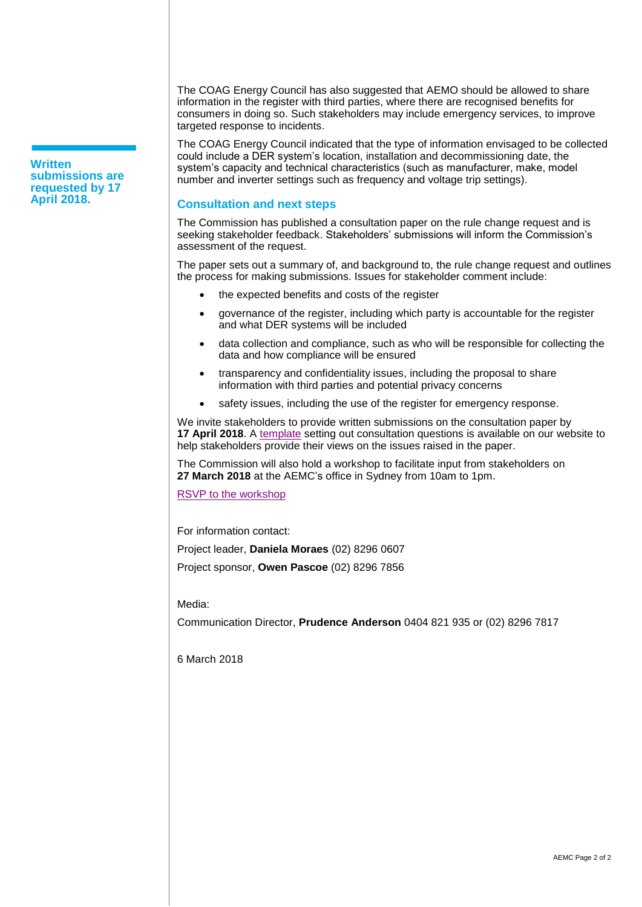**Written submissions are requested by 17 April 2018.**

The COAG Energy Council has also suggested that AEMO should be allowed to share information in the register with third parties, where there are recognised benefits for consumers in doing so. Such stakeholders may include emergency services, to improve targeted response to incidents.

The COAG Energy Council indicated that the type of information envisaged to be collected could include a DER system's location, installation and decommissioning date, the system's capacity and technical characteristics (such as manufacturer, make, model number and inverter settings such as frequency and voltage trip settings).

## Consultation and next steps

The Commission has published a consultation paper on the rule change request and is seeking stakeholder feedback. Stakeholders' submissions will inform the Commission's assessment of the request.

The paper sets out a summary of, and background to, the rule change request and outlines the process for making submissions. Issues for stakeholder comment include:

- the expected benefits and costs of the register
- governance of the register, including which party is accountable for the register and what DER systems will be included
- data collection and compliance, such as who will be responsible for collecting the data and how compliance will be ensured
- transparency and confidentiality issues, including the proposal to share information with third parties and potential privacy concerns
- safety issues, including the use of the register for emergency response.

We invite stakeholders to provide written submissions on the consultation paper by **17 April 2018**. A template setting out consultation questions is available on our website to help stakeholders provide their views on the issues raised in the paper.

The Commission will also hold a workshop to facilitate input from stakeholders on **27 March 2018** at the AEMC's office in Sydney from 10am to 1pm.

RSVP to the workshop

For information contact:

Project leader, **Daniela Moraes** (02) 8296 0607

Project sponsor, **Owen Pascoe** (02) 8296 7856

Media:

Communication Director, **Prudence Anderson** 0404 821 935 or (02) 8296 7817

6 March 2018